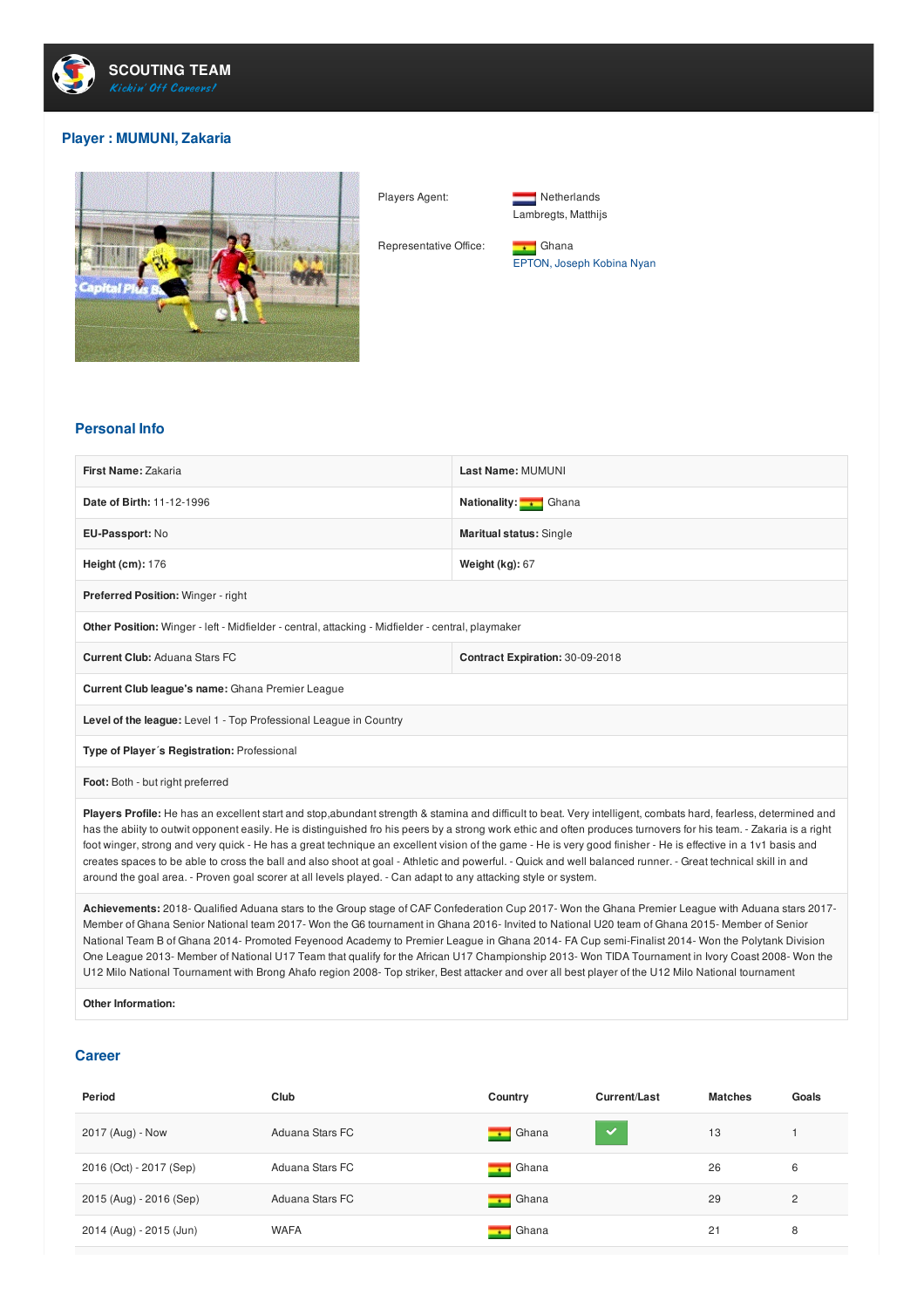**SCOUTING TEAM**
*Kickin' Off Careers!*

## Player : MUMUNI, Zakaria

| | |
|---|---|
| Players Agent: | Netherlands<br>Lambregts, Matthijs |
| Representative Office: | Ghana<br>EPTON, Joseph Kobina Nyan |

### Personal Info

| | |
|---|---|
| **First Name:** Zakaria | **Last Name:** MUMUNI |
| **Date of Birth:** 11-12-1996 | **Nationality:** Ghana |
| **EU-Passport:** No | **Maritual status:** Single |
| **Height (cm):** 176 | **Weight (kg):** 67 |
| **Preferred Position:** Winger - right | |
| **Other Position:** Winger - left - Midfielder - central, attacking - Midfielder - central, playmaker | |
| **Current Club:** Aduana Stars FC | **Contract Expiration:** 30-09-2018 |
| **Current Club league's name:** Ghana Premier League | |
| **Level of the league:** Level 1 - Top Professional League in Country | |
| **Type of Player´s Registration:** Professional | |
| **Foot:** Both - but right preferred | |

**Players Profile:** He has an excellent start and stop,abundant strength & stamina and difficult to beat. Very intelligent, combats hard, fearless, determined and has the abilty to outwit opponent easily. He is distinguished fro his peers by a strong work ethic and often produces turnovers for his team. - Zakaria is a right foot winger, strong and very quick - He has a great technique an excellent vision of the game - He is very good finisher - He is effective in a 1v1 basis and creates spaces to be able to cross the ball and also shoot at goal - Athletic and powerful. - Quick and well balanced runner. - Great technical skill in and around the goal area. - Proven goal scorer at all levels played. - Can adapt to any attacking style or system.

**Achievements:** 2018- Qualified Aduana stars to the Group stage of CAF Confederation Cup 2017- Won the Ghana Premier League with Aduana stars 2017- Member of Ghana Senior National team 2017- Won the G6 tournament in Ghana 2016- Invited to National U20 team of Ghana 2015- Member of Senior National Team B of Ghana 2014- Promoted Feyenood Academy to Premier League in Ghana 2014- FA Cup semi-Finalist 2014- Won the Polytank Division One League 2013- Member of National U17 Team that qualify for the African U17 Championship 2013- Won TIDA Tournament in Ivory Coast 2008- Won the U12 Milo National Tournament with Brong Ahafo region 2008- Top striker, Best attacker and over all best player of the U12 Milo National tournament

**Other Information:**

### Career

| Period | Club | Country | Current/Last | Matches | Goals |
|---|---|---|---|---|---|
| 2017 (Aug) - Now | Aduana Stars FC | Ghana | ✓ | 13 | 1 |
| 2016 (Oct) - 2017 (Sep) | Aduana Stars FC | Ghana | | 26 | 6 |
| 2015 (Aug) - 2016 (Sep) | Aduana Stars FC | Ghana | | 29 | 2 |
| 2014 (Aug) - 2015 (Jun) | WAFA | Ghana | | 21 | 8 |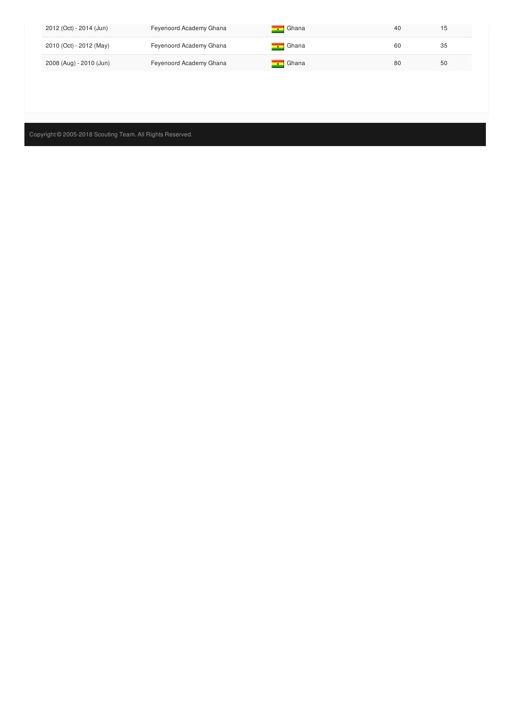| | | | | |
|---|---|---|---|---|
| 2012 (Oct) - 2014 (Jun) | Feyenoord Academy Ghana | Ghana | 40 | 15 |
| 2010 (Oct) - 2012 (May) | Feyenoord Academy Ghana | Ghana | 60 | 35 |
| 2008 (Aug) - 2010 (Jun) | Feyenoord Academy Ghana | Ghana | 80 | 50 |

Copyright © 2005-2018 Scouting Team. All Rights Reserved.